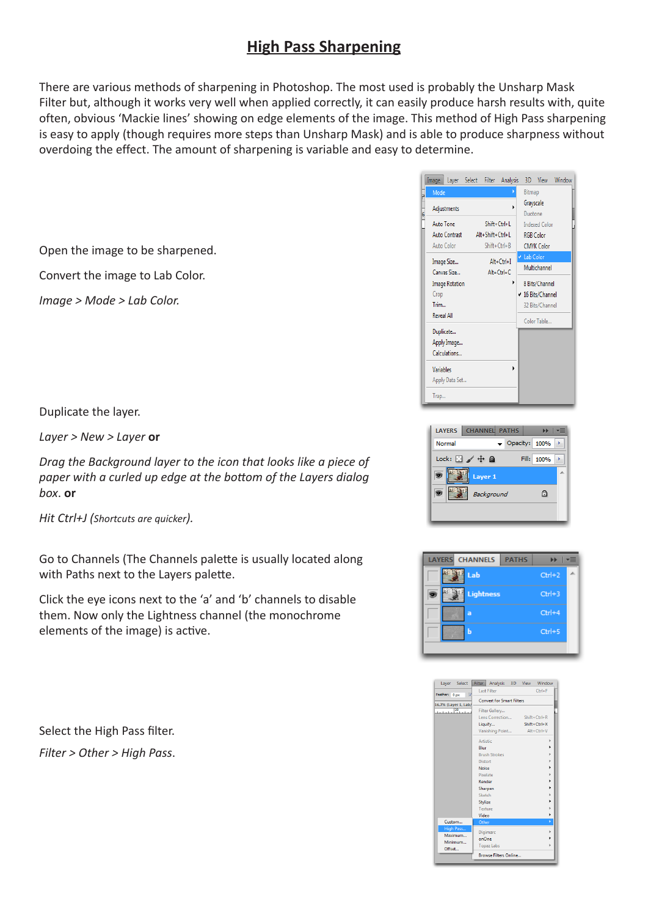# High Pass Sharpening

There are various methods of sharpening in Photoshop. The most used is probably the Unsharp Mask Filter but, although it works very well when applied correctly, it can easily produce harsh results with, quite often, obvious 'Mackie lines' showing on edge elements of the image. This method of High Pass sharpening is easy to apply (though requires more steps than Unsharp Mask) and is able to produce sharpness without overdoing the effect. The amount of sharpening is variable and easy to determine.

Open the image to be sharpened.

Convert the image to Lab Color.

*Image > Mode > Lab Color.*

Duplicate the layer.

*Layer > New > Layer* **or**

*Drag the Background layer to the icon that looks like a piece of paper with a curled up edge at the bottom of the Layers dialog box.* **or**

*Hit Ctrl+J (Shortcuts are quicker).*

Go to Channels (The Channels palette is usually located along with Paths next to the Layers palette.

Click the eye icons next to the 'a' and 'b' channels to disable them. Now only the Lightness channel (the monochrome elements of the image) is active.

Select the High Pass filter.

*Filter > Other > High Pass.*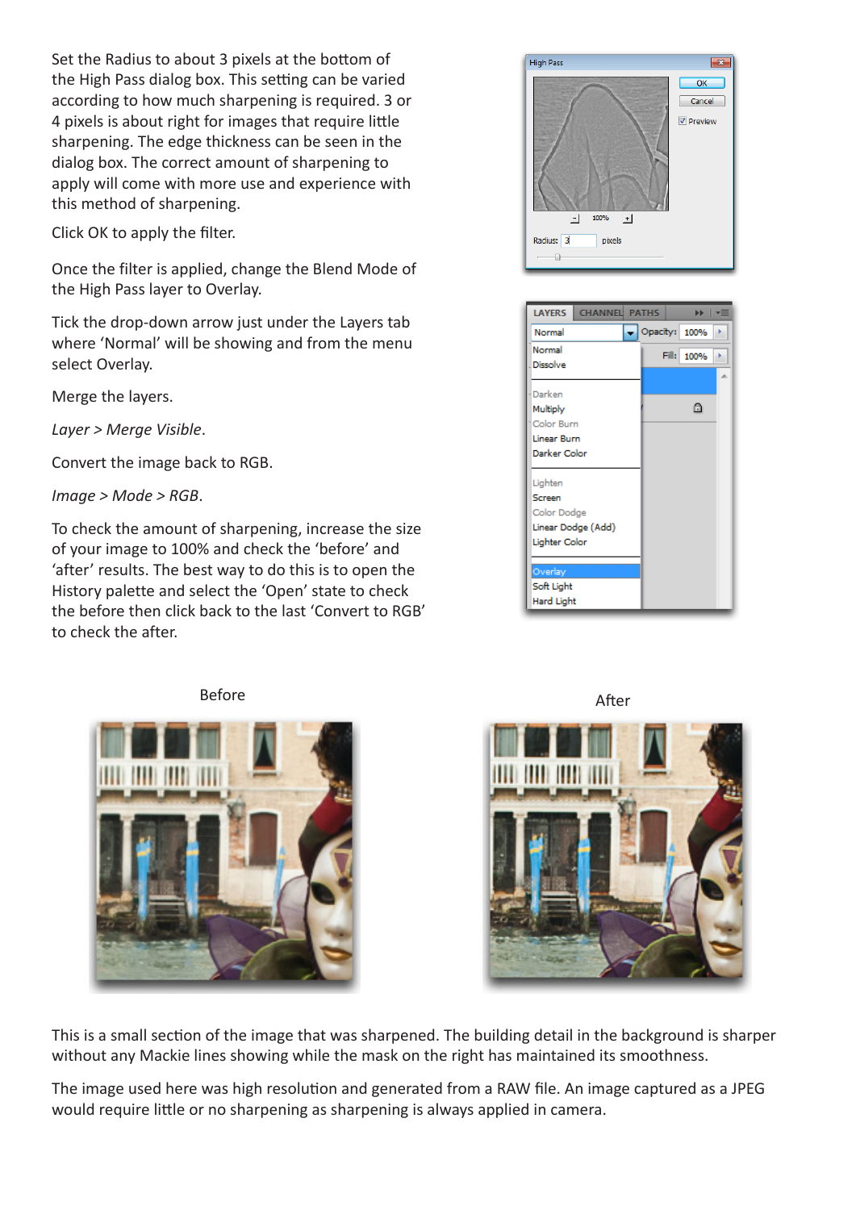Set the Radius to about 3 pixels at the bottom of the High Pass dialog box. This setting can be varied according to how much sharpening is required. 3 or 4 pixels is about right for images that require little sharpening. The edge thickness can be seen in the dialog box. The correct amount of sharpening to apply will come with more use and experience with this method of sharpening.

Click OK to apply the filter.

Once the filter is applied, change the Blend Mode of the High Pass layer to Overlay.

Tick the drop-down arrow just under the Layers tab where 'Normal' will be showing and from the menu select Overlay.

Merge the layers.

*Layer > Merge Visible*.

Convert the image back to RGB.

*Image > Mode > RGB*.

To check the amount of sharpening, increase the size of your image to 100% and check the 'before' and 'after' results. The best way to do this is to open the History palette and select the 'Open' state to check the before then click back to the last 'Convert to RGB' to check the after.

Before

After

This is a small section of the image that was sharpened. The building detail in the background is sharper without any Mackie lines showing while the mask on the right has maintained its smoothness.

The image used here was high resolution and generated from a RAW file. An image captured as a JPEG would require little or no sharpening as sharpening is always applied in camera.